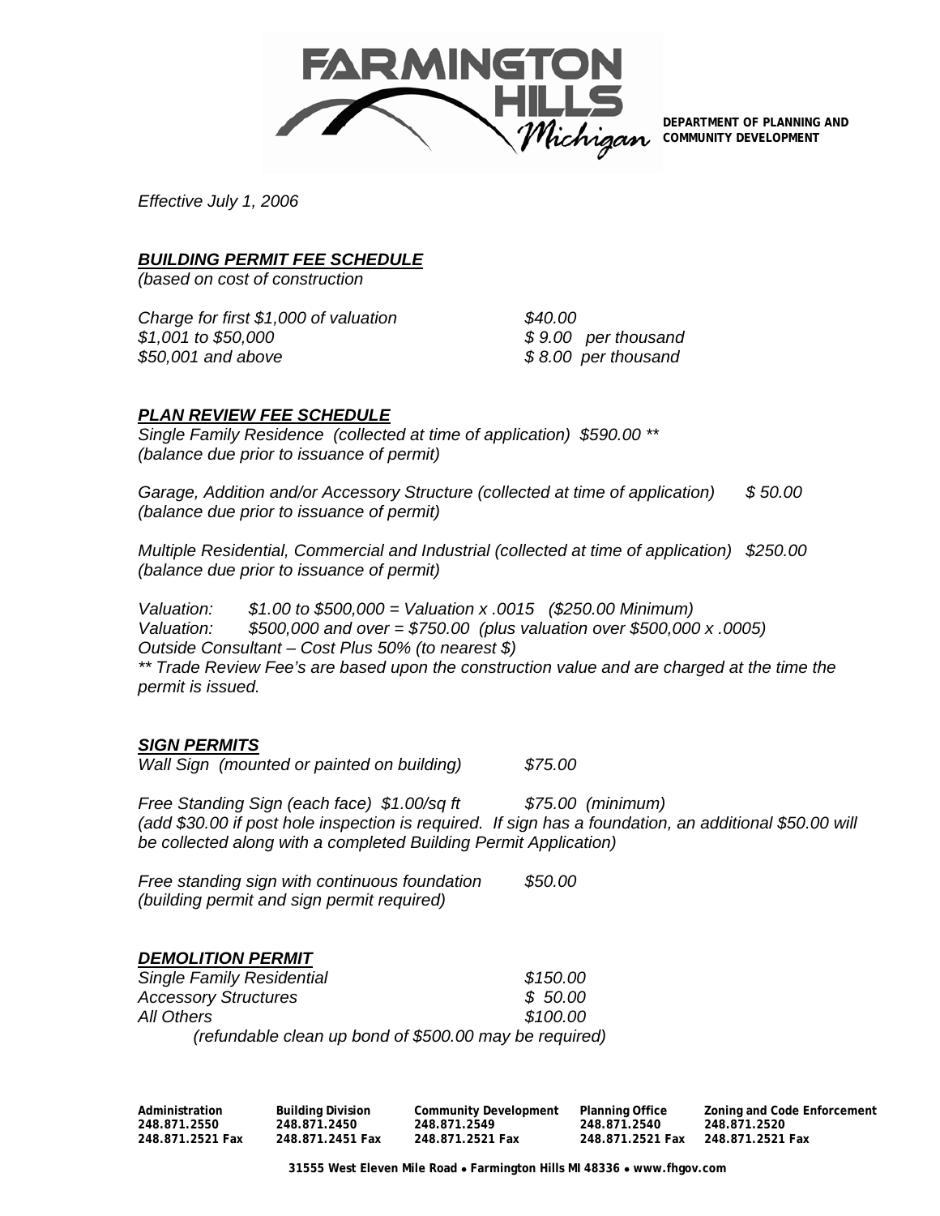**DEPARTMENT OF PLANNING AND COMMUNITY DEVELOPMENT**

*Effective July 1, 2006*

## ***BUILDING PERMIT FEE SCHEDULE***

*(based on cost of construction*

| | |
|---|---|
| *Charge for first $1,000 of valuation* | *$40.00* |
| *$1,001 to $50,000* | *$ 9.00 per thousand* |
| *$50,001 and above* | *$ 8.00 per thousand* |

## ***PLAN REVIEW FEE SCHEDULE***

*Single Family Residence (collected at time of application) $590.00 \*\**
*(balance due prior to issuance of permit)*

*Garage, Addition and/or Accessory Structure (collected at time of application) $ 50.00*
*(balance due prior to issuance of permit)*

*Multiple Residential, Commercial and Industrial (collected at time of application) $250.00*
*(balance due prior to issuance of permit)*

*Valuation: $1.00 to $500,000 = Valuation x .0015 ($250.00 Minimum)*
*Valuation: $500,000 and over = $750.00 (plus valuation over $500,000 x .0005)*
*Outside Consultant – Cost Plus 50% (to nearest $)*
*\*\* Trade Review Fee's are based upon the construction value and are charged at the time the permit is issued.*

## ***SIGN PERMITS***

*Wall Sign (mounted or painted on building) $75.00*

*Free Standing Sign (each face) $1.00/sq ft $75.00 (minimum)*
*(add $30.00 if post hole inspection is required. If sign has a foundation, an additional $50.00 will be collected along with a completed Building Permit Application)*

*Free standing sign with continuous foundation $50.00*
*(building permit and sign permit required)*

## ***DEMOLITION PERMIT***

| | |
|---|---|
| *Single Family Residential* | *$150.00* |
| *Accessory Structures* | *$ 50.00* |
| *All Others* | *$100.00* |

*(refundable clean up bond of $500.00 may be required)*

| Administration | Building Division | Community Development | Planning Office | Zoning and Code Enforcement |
|---|---|---|---|---|
| 248.871.2550 | 248.871.2450 | 248.871.2549 | 248.871.2540 | 248.871.2520 |
| 248.871.2521 Fax | 248.871.2451 Fax | 248.871.2521 Fax | 248.871.2521 Fax | 248.871.2521 Fax |

31555 West Eleven Mile Road • Farmington Hills MI 48336 • www.fhgov.com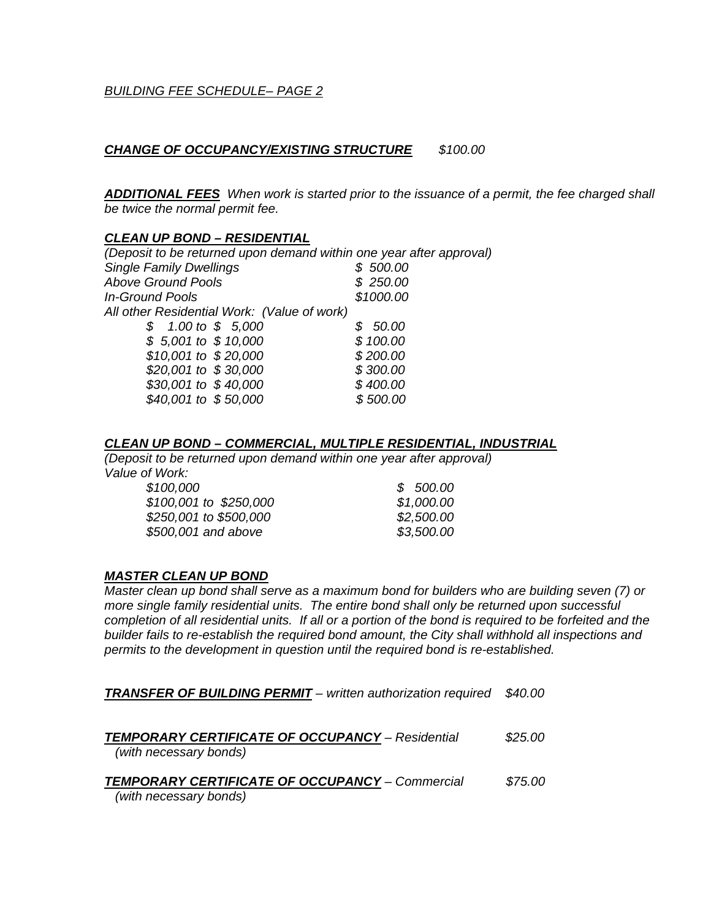*BUILDING FEE SCHEDULE– PAGE 2*

***CHANGE OF OCCUPANCY/EXISTING STRUCTURE*** *$100.00*

***ADDITIONAL FEES*** *When work is started prior to the issuance of a permit, the fee charged shall be twice the normal permit fee.*

***CLEAN UP BOND – RESIDENTIAL***

*(Deposit to be returned upon demand within one year after approval)*

| | |
|---|---|
| *Single Family Dwellings* | *$ 500.00* |
| *Above Ground Pools* | *$ 250.00* |
| *In-Ground Pools* | *$1000.00* |
| *All other Residential Work: (Value of work)* | |
| *$ 1.00 to $ 5,000* | *$ 50.00* |
| *$ 5,001 to $ 10,000* | *$ 100.00* |
| *$10,001 to $ 20,000* | *$ 200.00* |
| *$20,001 to $ 30,000* | *$ 300.00* |
| *$30,001 to $ 40,000* | *$ 400.00* |
| *$40,001 to $ 50,000* | *$ 500.00* |

***CLEAN UP BOND – COMMERCIAL, MULTIPLE RESIDENTIAL, INDUSTRIAL***

*(Deposit to be returned upon demand within one year after approval)*

*Value of Work:*

| | |
|---|---|
| *$100,000* | *$ 500.00* |
| *$100,001 to $250,000* | *$1,000.00* |
| *$250,001 to $500,000* | *$2,500.00* |
| *$500,001 and above* | *$3,500.00* |

***MASTER CLEAN UP BOND***

*Master clean up bond shall serve as a maximum bond for builders who are building seven (7) or more single family residential units. The entire bond shall only be returned upon successful completion of all residential units. If all or a portion of the bond is required to be forfeited and the builder fails to re-establish the required bond amount, the City shall withhold all inspections and permits to the development in question until the required bond is re-established.*

***TRANSFER OF BUILDING PERMIT*** *– written authorization required* *$40.00*

***TEMPORARY CERTIFICATE OF OCCUPANCY*** *– Residential* *$25.00*
*(with necessary bonds)*

***TEMPORARY CERTIFICATE OF OCCUPANCY*** *– Commercial* *$75.00*
*(with necessary bonds)*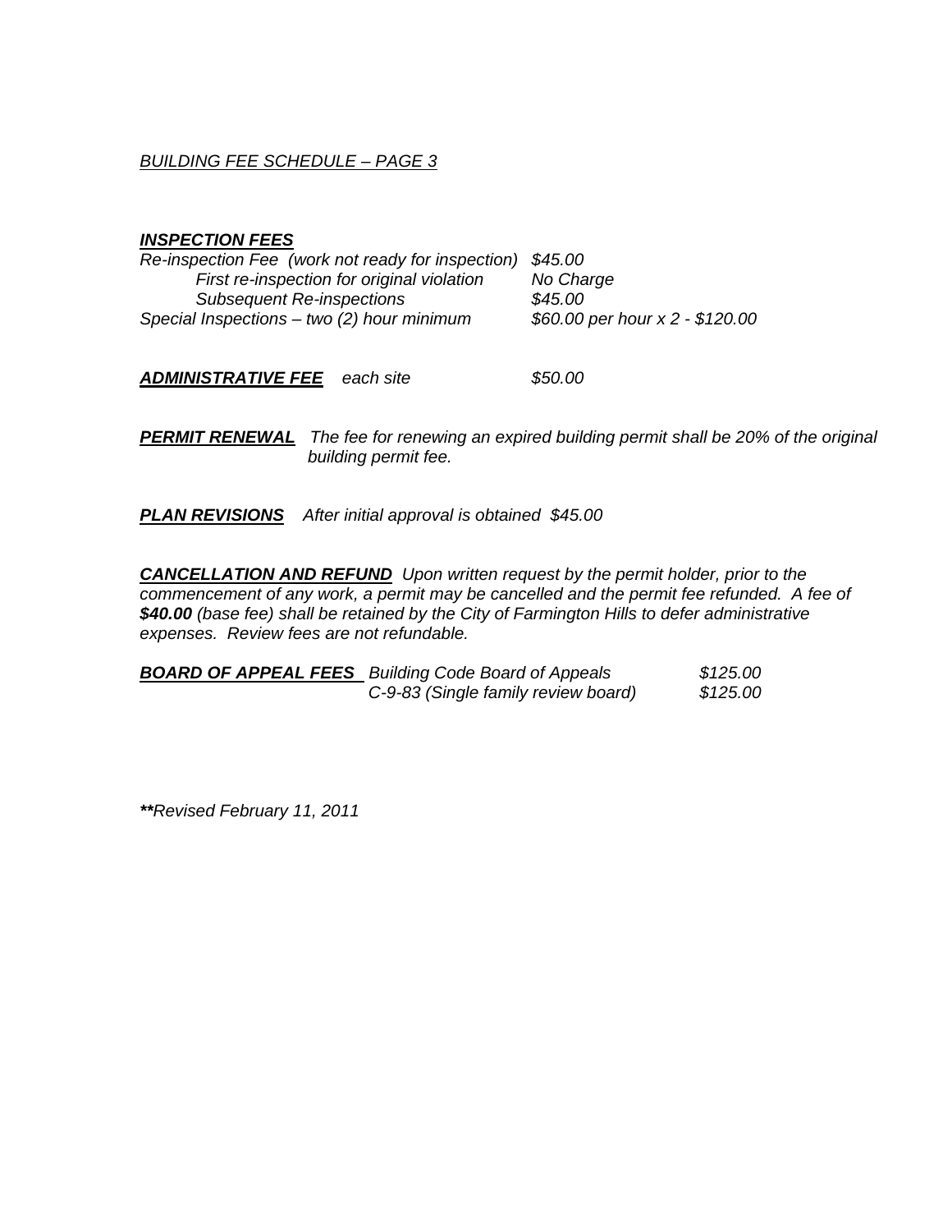*BUILDING FEE SCHEDULE – PAGE 3*

***INSPECTION FEES***

| | |
|---|---|
| *Re-inspection Fee (work not ready for inspection)* | *$45.00* |
| *First re-inspection for original violation* | *No Charge* |
| *Subsequent Re-inspections* | *$45.00* |
| *Special Inspections – two (2) hour minimum* | *$60.00 per hour x 2 - $120.00* |

***ADMINISTRATIVE FEE*** *each site* *$50.00*

***PERMIT RENEWAL*** *The fee for renewing an expired building permit shall be 20% of the original building permit fee.*

***PLAN REVISIONS*** *After initial approval is obtained $45.00*

***CANCELLATION AND REFUND*** *Upon written request by the permit holder, prior to the commencement of any work, a permit may be cancelled and the permit fee refunded. A fee of **$40.00** (base fee) shall be retained by the City of Farmington Hills to defer administrative expenses. Review fees are not refundable.*

| | | |
|---|---|---|
| ***BOARD OF APPEAL FEES*** | *Building Code Board of Appeals* | *$125.00* |
| | *C-9-83 (Single family review board)* | *$125.00* |

***\*\*****Revised February 11, 2011*